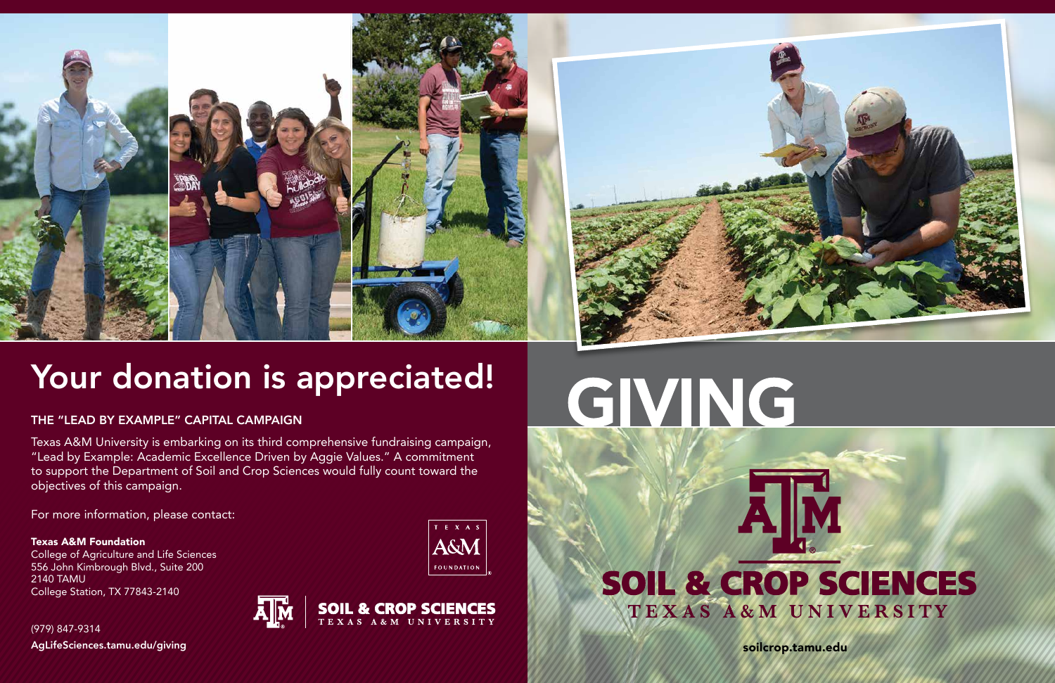# Your donation is appreciated!

## THE "LEAD BY EXAMPLE" CAPITAL CAMPAIGN

Texas A&M University is embarking on its third comprehensive fundraising campaign, "Lead by Example: Academic Excellence Driven by Aggie Values." A commitment to support the Department of Soil and Crop Sciences would fully count toward the objectives of this campaign.

For more information, please contact:

**Texas A&M Foundation**
College of Agriculture and Life Sciences
556 John Kimbrough Blvd., Suite 200
2140 TAMU
College Station, TX 77843-2140

(979) 847-9314
**AgLifeSciences.tamu.edu/giving**

TEXAS A&M FOUNDATION

SOIL & CROP SCIENCES
TEXAS A&M UNIVERSITY

# GIVING

SOIL & CROP SCIENCES
TEXAS A&M UNIVERSITY

**soilcrop.tamu.edu**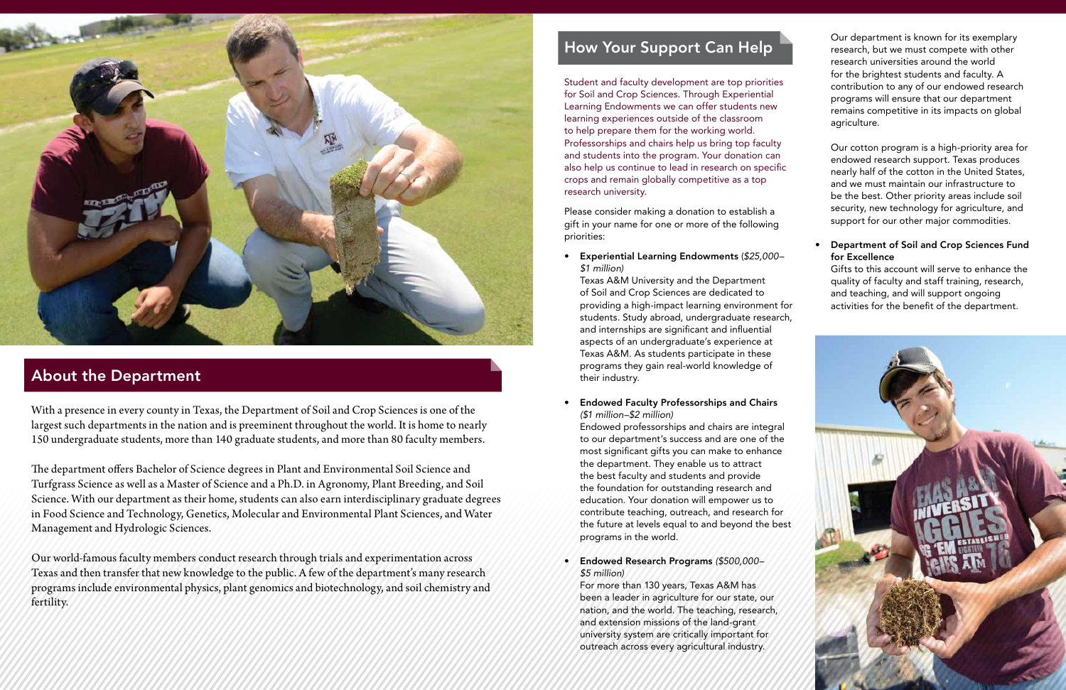## About the Department

With a presence in every county in Texas, the Department of Soil and Crop Sciences is one of the largest such departments in the nation and is preeminent throughout the world. It is home to nearly 150 undergraduate students, more than 140 graduate students, and more than 80 faculty members.

The department offers Bachelor of Science degrees in Plant and Environmental Soil Science and Turfgrass Science as well as a Master of Science and a Ph.D. in Agronomy, Plant Breeding, and Soil Science. With our department as their home, students can also earn interdisciplinary graduate degrees in Food Science and Technology, Genetics, Molecular and Environmental Plant Sciences, and Water Management and Hydrologic Sciences.

Our world-famous faculty members conduct research through trials and experimentation across Texas and then transfer that new knowledge to the public. A few of the department's many research programs include environmental physics, plant genomics and biotechnology, and soil chemistry and fertility.

## How Your Support Can Help

Student and faculty development are top priorities for Soil and Crop Sciences. Through Experiential Learning Endowments we can offer students new learning experiences outside of the classroom to help prepare them for the working world. Professorships and chairs help us bring top faculty and students into the program. Your donation can also help us continue to lead in research on specific crops and remain globally competitive as a top research university.

Please consider making a donation to establish a gift in your name for one or more of the following priorities:

- **Experiential Learning Endowments** *($25,000–$1 million)*
  Texas A&M University and the Department of Soil and Crop Sciences are dedicated to providing a high-impact learning environment for students. Study abroad, undergraduate research, and internships are significant and influential aspects of an undergraduate's experience at Texas A&M. As students participate in these programs they gain real-world knowledge of their industry.

- **Endowed Faculty Professorships and Chairs** *($1 million–$2 million)*
  Endowed professorships and chairs are integral to our department's success and are one of the most significant gifts you can make to enhance the department. They enable us to attract the best faculty and students and provide the foundation for outstanding research and education. Your donation will empower us to contribute teaching, outreach, and research for the future at levels equal to and beyond the best programs in the world.

- **Endowed Research Programs** *($500,000–$5 million)*
  For more than 130 years, Texas A&M has been a leader in agriculture for our state, our nation, and the world. The teaching, research, and extension missions of the land-grant university system are critically important for outreach across every agricultural industry.

  Our department is known for its exemplary research, but we must compete with other research universities around the world for the brightest students and faculty. A contribution to any of our endowed research programs will ensure that our department remains competitive in its impacts on global agriculture.

  Our cotton program is a high-priority area for endowed research support. Texas produces nearly half of the cotton in the United States, and we must maintain our infrastructure to be the best. Other priority areas include soil security, new technology for agriculture, and support for our other major commodities.

- **Department of Soil and Crop Sciences Fund for Excellence**
  Gifts to this account will serve to enhance the quality of faculty and staff training, research, and teaching, and will support ongoing activities for the benefit of the department.